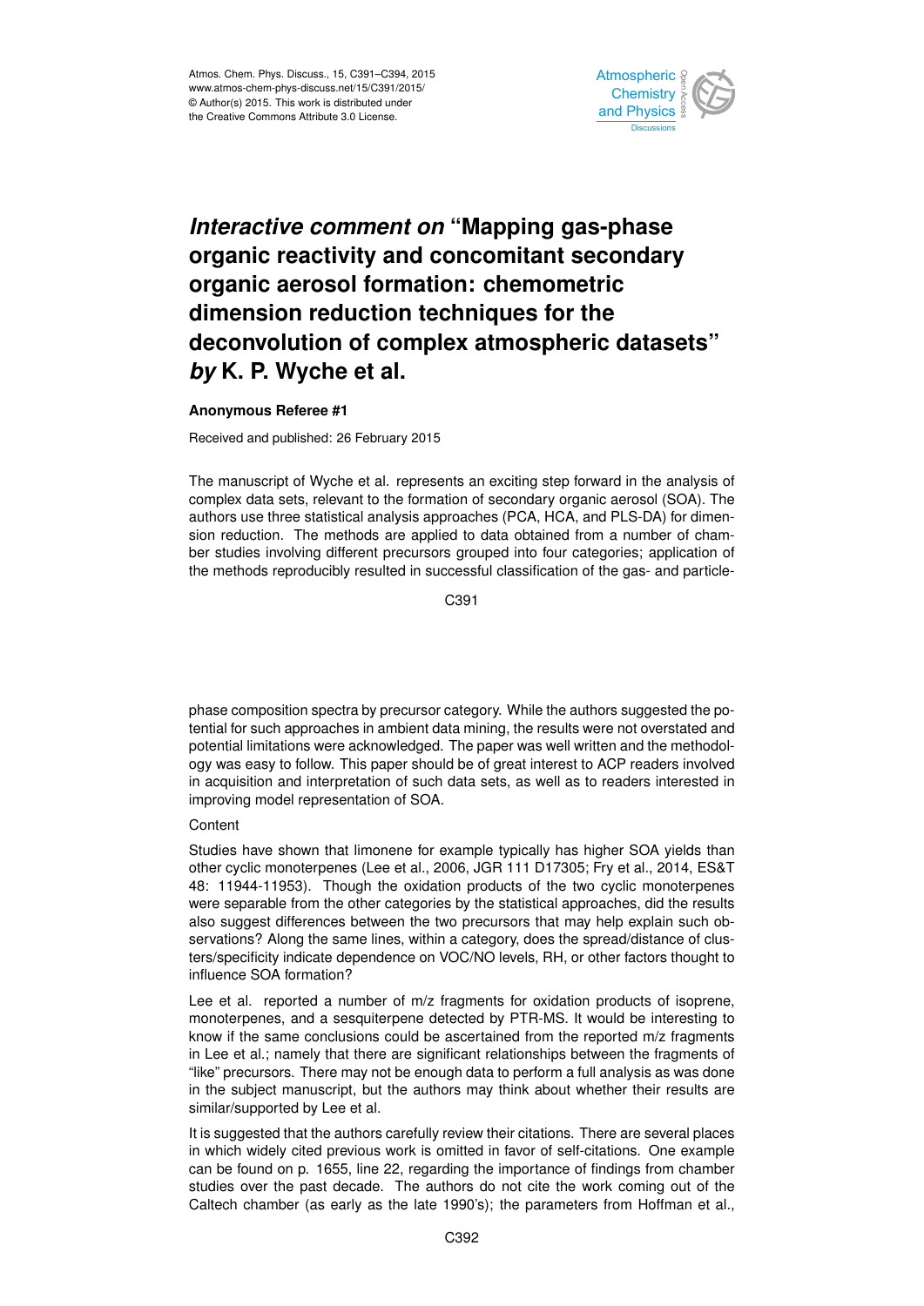# *Interactive comment on* "Mapping gas-phase organic reactivity and concomitant secondary organic aerosol formation: chemometric dimension reduction techniques for the deconvolution of complex atmospheric datasets" *by* K. P. Wyche et al.

**Anonymous Referee #1**

Received and published: 26 February 2015

The manuscript of Wyche et al. represents an exciting step forward in the analysis of complex data sets, relevant to the formation of secondary organic aerosol (SOA). The authors use three statistical analysis approaches (PCA, HCA, and PLS-DA) for dimension reduction. The methods are applied to data obtained from a number of chamber studies involving different precursors grouped into four categories; application of the methods reproducibly resulted in successful classification of the gas- and particle-phase composition spectra by precursor category. While the authors suggested the potential for such approaches in ambient data mining, the results were not overstated and potential limitations were acknowledged. The paper was well written and the methodology was easy to follow. This paper should be of great interest to ACP readers involved in acquisition and interpretation of such data sets, as well as to readers interested in improving model representation of SOA.

Content

Studies have shown that limonene for example typically has higher SOA yields than other cyclic monoterpenes (Lee et al., 2006, JGR 111 D17305; Fry et al., 2014, ES&T 48: 11944-11953). Though the oxidation products of the two cyclic monoterpenes were separable from the other categories by the statistical approaches, did the results also suggest differences between the two precursors that may help explain such observations? Along the same lines, within a category, does the spread/distance of clusters/specificity indicate dependence on VOC/NO levels, RH, or other factors thought to influence SOA formation?

Lee et al. reported a number of m/z fragments for oxidation products of isoprene, monoterpenes, and a sesquiterpene detected by PTR-MS. It would be interesting to know if the same conclusions could be ascertained from the reported m/z fragments in Lee et al.; namely that there are significant relationships between the fragments of "like" precursors. There may not be enough data to perform a full analysis as was done in the subject manuscript, but the authors may think about whether their results are similar/supported by Lee et al.

It is suggested that the authors carefully review their citations. There are several places in which widely cited previous work is omitted in favor of self-citations. One example can be found on p. 1655, line 22, regarding the importance of findings from chamber studies over the past decade. The authors do not cite the work coming out of the Caltech chamber (as early as the late 1990's); the parameters from Hoffman et al.,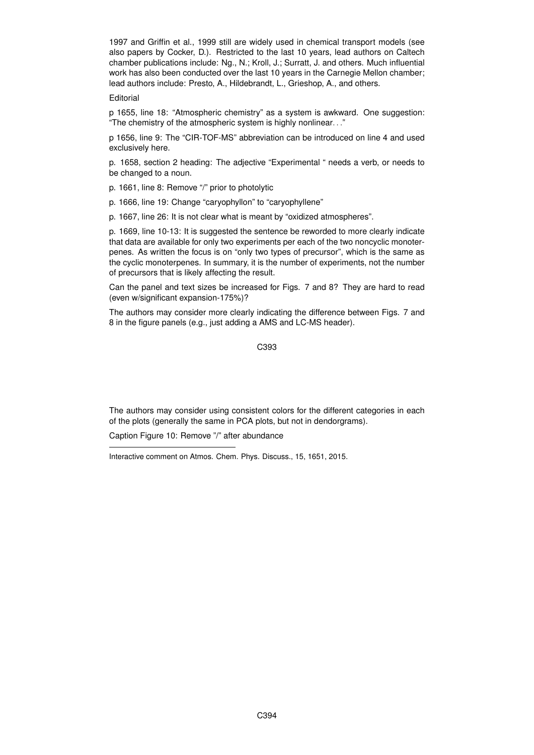1997 and Griffin et al., 1999 still are widely used in chemical transport models (see also papers by Cocker, D.). Restricted to the last 10 years, lead authors on Caltech chamber publications include: Ng., N.; Kroll, J.; Surratt, J. and others. Much influential work has also been conducted over the last 10 years in the Carnegie Mellon chamber; lead authors include: Presto, A., Hildebrandt, L., Grieshop, A., and others.

Editorial

p 1655, line 18: "Atmospheric chemistry" as a system is awkward. One suggestion: "The chemistry of the atmospheric system is highly nonlinear. . ."

p 1656, line 9: The "CIR-TOF-MS" abbreviation can be introduced on line 4 and used exclusively here.

p. 1658, section 2 heading: The adjective "Experimental " needs a verb, or needs to be changed to a noun.

p. 1661, line 8: Remove "/" prior to photolytic

p. 1666, line 19: Change "caryophyllon" to "caryophyllene"

p. 1667, line 26: It is not clear what is meant by "oxidized atmospheres".

p. 1669, line 10-13: It is suggested the sentence be reworded to more clearly indicate that data are available for only two experiments per each of the two noncyclic monoterpenes. As written the focus is on "only two types of precursor", which is the same as the cyclic monoterpenes. In summary, it is the number of experiments, not the number of precursors that is likely affecting the result.

Can the panel and text sizes be increased for Figs. 7 and 8? They are hard to read (even w/significant expansion-175%)?

The authors may consider more clearly indicating the difference between Figs. 7 and 8 in the figure panels (e.g., just adding a AMS and LC-MS header).

The authors may consider using consistent colors for the different categories in each of the plots (generally the same in PCA plots, but not in dendorgrams).

Caption Figure 10: Remove "/" after abundance

---

Interactive comment on Atmos. Chem. Phys. Discuss., 15, 1651, 2015.